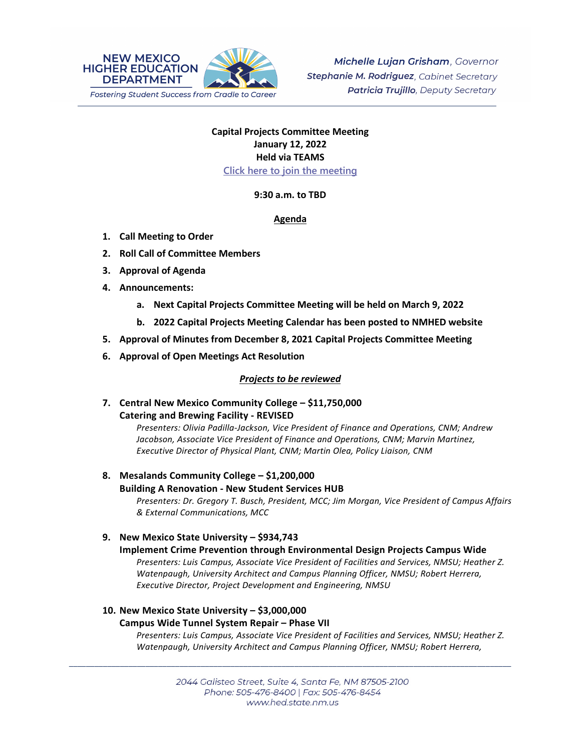NEW MEXICO HIGHER EDUCATION DEPARTMENT
*Fostering Student Success from Cradle to Career*

***Michelle Lujan Grisham**, Governor*
***Stephanie M. Rodriguez**, Cabinet Secretary*
***Patricia Trujillo**, Deputy Secretary*

**Capital Projects Committee Meeting**
**January 12, 2022**
**Held via TEAMS**
[Click here to join the meeting]

**9:30 a.m. to TBD**

**<u>Agenda</u>**

1. **Call Meeting to Order**
2. **Roll Call of Committee Members**
3. **Approval of Agenda**
4. **Announcements:**
   a. **Next Capital Projects Committee Meeting will be held on March 9, 2022**
   b. **2022 Capital Projects Meeting Calendar has been posted to NMHED website**
5. **Approval of Minutes from December 8, 2021 Capital Projects Committee Meeting**
6. **Approval of Open Meetings Act Resolution**

***<u>Projects to be reviewed</u>***

7. **Central New Mexico Community College – $11,750,000**
   **Catering and Brewing Facility - REVISED**
   *Presenters: Olivia Padilla-Jackson, Vice President of Finance and Operations, CNM; Andrew Jacobson, Associate Vice President of Finance and Operations, CNM; Marvin Martinez, Executive Director of Physical Plant, CNM; Martin Olea, Policy Liaison, CNM*

8. **Mesalands Community College – $1,200,000**
   **Building A Renovation - New Student Services HUB**
   *Presenters: Dr. Gregory T. Busch, President, MCC; Jim Morgan, Vice President of Campus Affairs & External Communications, MCC*

9. **New Mexico State University – $934,743**
   **Implement Crime Prevention through Environmental Design Projects Campus Wide**
   *Presenters: Luis Campus, Associate Vice President of Facilities and Services, NMSU; Heather Z. Watenpaugh, University Architect and Campus Planning Officer, NMSU; Robert Herrera, Executive Director, Project Development and Engineering, NMSU*

10. **New Mexico State University – $3,000,000**
    **Campus Wide Tunnel System Repair – Phase VII**
    *Presenters: Luis Campus, Associate Vice President of Facilities and Services, NMSU; Heather Z. Watenpaugh, University Architect and Campus Planning Officer, NMSU; Robert Herrera,*

2044 Galisteo Street, Suite 4, Santa Fe, NM 87505-2100
Phone: 505-476-8400 | Fax: 505-476-8454
www.hed.state.nm.us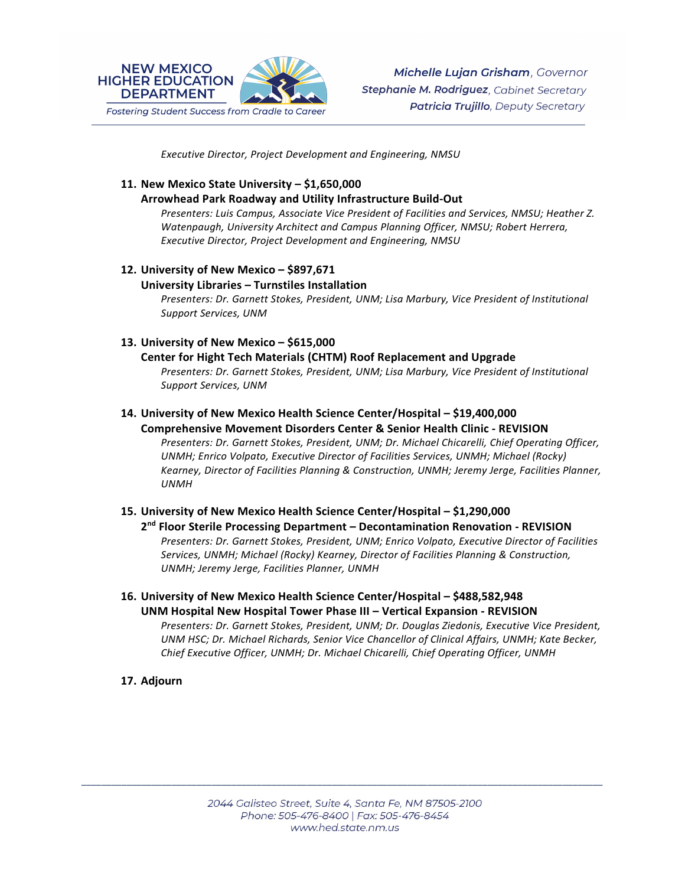*Executive Director, Project Development and Engineering, NMSU*

11. **New Mexico State University – $1,650,000**
    **Arrowhead Park Roadway and Utility Infrastructure Build-Out**
    *Presenters: Luis Campus, Associate Vice President of Facilities and Services, NMSU; Heather Z. Watenpaugh, University Architect and Campus Planning Officer, NMSU; Robert Herrera, Executive Director, Project Development and Engineering, NMSU*

12. **University of New Mexico – $897,671**
    **University Libraries – Turnstiles Installation**
    *Presenters: Dr. Garnett Stokes, President, UNM; Lisa Marbury, Vice President of Institutional Support Services, UNM*

13. **University of New Mexico – $615,000**
    **Center for Hight Tech Materials (CHTM) Roof Replacement and Upgrade**
    *Presenters: Dr. Garnett Stokes, President, UNM; Lisa Marbury, Vice President of Institutional Support Services, UNM*

14. **University of New Mexico Health Science Center/Hospital – $19,400,000**
    **Comprehensive Movement Disorders Center & Senior Health Clinic - REVISION**
    *Presenters: Dr. Garnett Stokes, President, UNM; Dr. Michael Chicarelli, Chief Operating Officer, UNMH; Enrico Volpato, Executive Director of Facilities Services, UNMH; Michael (Rocky) Kearney, Director of Facilities Planning & Construction, UNMH; Jeremy Jerge, Facilities Planner, UNMH*

15. **University of New Mexico Health Science Center/Hospital – $1,290,000**
    **2nd Floor Sterile Processing Department – Decontamination Renovation - REVISION**
    *Presenters: Dr. Garnett Stokes, President, UNM; Enrico Volpato, Executive Director of Facilities Services, UNMH; Michael (Rocky) Kearney, Director of Facilities Planning & Construction, UNMH; Jeremy Jerge, Facilities Planner, UNMH*

16. **University of New Mexico Health Science Center/Hospital – $488,582,948**
    **UNM Hospital New Hospital Tower Phase III – Vertical Expansion - REVISION**
    *Presenters: Dr. Garnett Stokes, President, UNM; Dr. Douglas Ziedonis, Executive Vice President, UNM HSC; Dr. Michael Richards, Senior Vice Chancellor of Clinical Affairs, UNMH; Kate Becker, Chief Executive Officer, UNMH; Dr. Michael Chicarelli, Chief Operating Officer, UNMH*

17. **Adjourn**